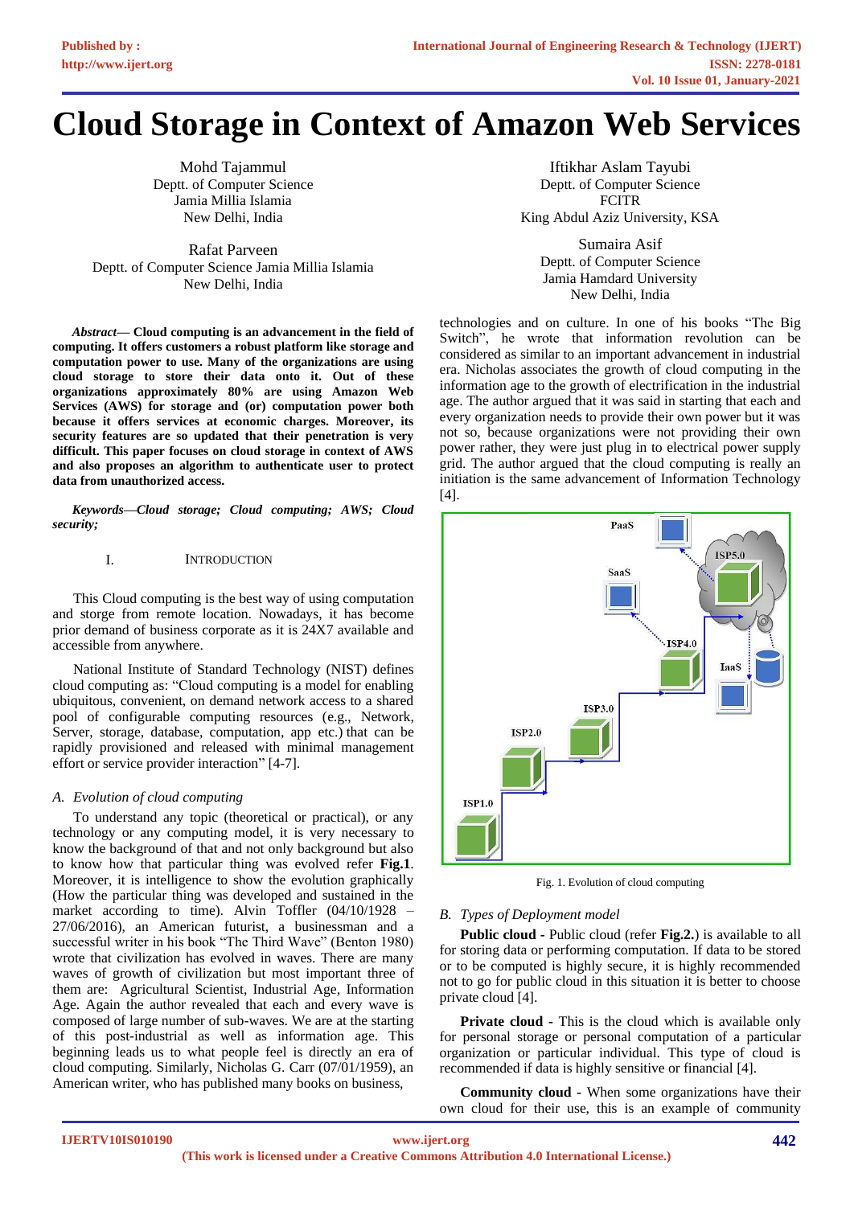# Cloud Storage in Context of Amazon Web Services

Mohd Tajammul
Deptt. of Computer Science
Jamia Millia Islamia
New Delhi, India

Iftikhar Aslam Tayubi
Deptt. of Computer Science
FCITR
King Abdul Aziz University, KSA

Rafat Parveen
Deptt. of Computer Science Jamia Millia Islamia
New Delhi, India

Sumaira Asif
Deptt. of Computer Science
Jamia Hamdard University
New Delhi, India

***Abstract*— Cloud computing is an advancement in the field of computing. It offers customers a robust platform like storage and computation power to use. Many of the organizations are using cloud storage to store their data onto it. Out of these organizations approximately 80% are using Amazon Web Services (AWS) for storage and (or) computation power both because it offers services at economic charges. Moreover, its security features are so updated that their penetration is very difficult. This paper focuses on cloud storage in context of AWS and also proposes an algorithm to authenticate user to protect data from unauthorized access.**

***Keywords*—*Cloud storage; Cloud computing; AWS; Cloud security;***

## I. Introduction

This Cloud computing is the best way of using computation and storge from remote location. Nowadays, it has become prior demand of business corporate as it is 24X7 available and accessible from anywhere.

National Institute of Standard Technology (NIST) defines cloud computing as: "Cloud computing is a model for enabling ubiquitous, convenient, on demand network access to a shared pool of configurable computing resources (e.g., Network, Server, storage, database, computation, app etc.) that can be rapidly provisioned and released with minimal management effort or service provider interaction" [4-7].

### *A. Evolution of cloud computing*

To understand any topic (theoretical or practical), or any technology or any computing model, it is very necessary to know the background of that and not only background but also to know how that particular thing was evolved refer **Fig.1**. Moreover, it is intelligence to show the evolution graphically (How the particular thing was developed and sustained in the market according to time). Alvin Toffler (04/10/1928 – 27/06/2016), an American futurist, a businessman and a successful writer in his book "The Third Wave" (Benton 1980) wrote that civilization has evolved in waves. There are many waves of growth of civilization but most important three of them are: Agricultural Scientist, Industrial Age, Information Age. Again the author revealed that each and every wave is composed of large number of sub-waves. We are at the starting of this post-industrial as well as information age. This beginning leads us to what people feel is directly an era of cloud computing. Similarly, Nicholas G. Carr (07/01/1959), an American writer, who has published many books on business, technologies and on culture. In one of his books "The Big Switch", he wrote that information revolution can be considered as similar to an important advancement in industrial era. Nicholas associates the growth of cloud computing in the information age to the growth of electrification in the industrial age. The author argued that it was said in starting that each and every organization needs to provide their own power but it was not so, because organizations were not providing their own power rather, they were just plug in to electrical power supply grid. The author argued that the cloud computing is really an initiation is the same advancement of Information Technology [4].

PaaS
SaaS
ISP5.0
ISP4.0
IaaS
ISP3.0
ISP2.0
ISP1.0

Fig. 1. Evolution of cloud computing

### *B. Types of Deployment model*

**Public cloud -** Public cloud (refer **Fig.2.**) is available to all for storing data or performing computation. If data to be stored or to be computed is highly secure, it is highly recommended not to go for public cloud in this situation it is better to choose private cloud [4].

**Private cloud -** This is the cloud which is available only for personal storage or personal computation of a particular organization or particular individual. This type of cloud is recommended if data is highly sensitive or financial [4].

**Community cloud -** When some organizations have their own cloud for their use, this is an example of community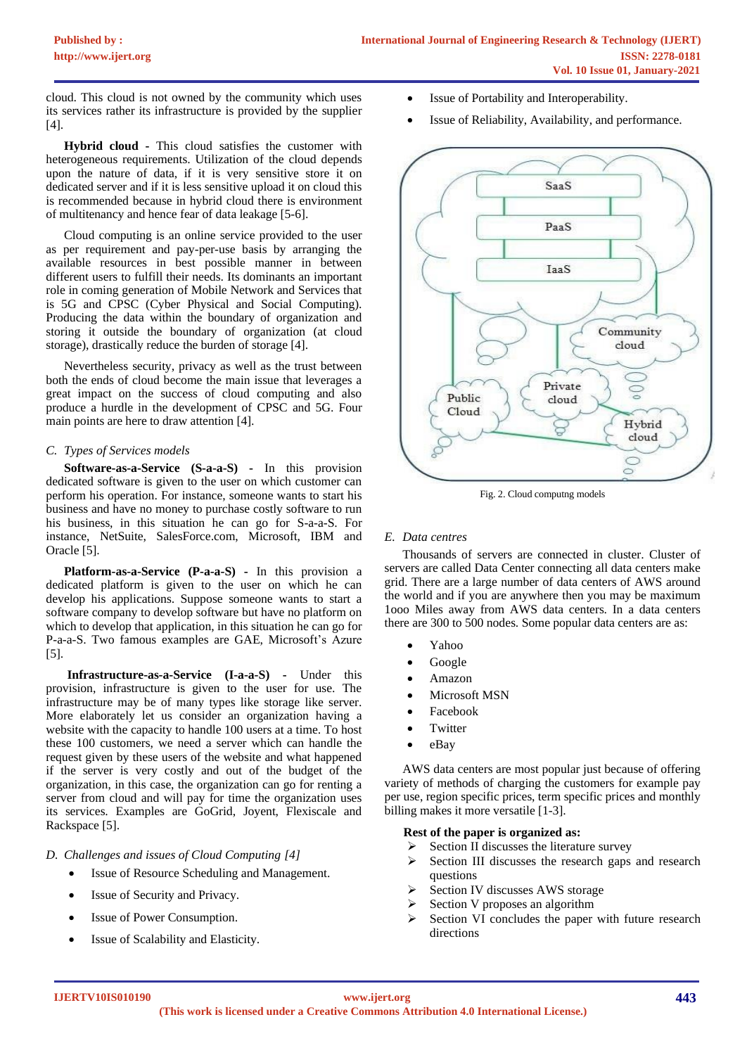cloud. This cloud is not owned by the community which uses its services rather its infrastructure is provided by the supplier [4].

**Hybrid cloud** - This cloud satisfies the customer with heterogeneous requirements. Utilization of the cloud depends upon the nature of data, if it is very sensitive store it on dedicated server and if it is less sensitive upload it on cloud this is recommended because in hybrid cloud there is environment of multitenancy and hence fear of data leakage [5-6].

Cloud computing is an online service provided to the user as per requirement and pay-per-use basis by arranging the available resources in best possible manner in between different users to fulfill their needs. Its dominants an important role in coming generation of Mobile Network and Services that is 5G and CPSC (Cyber Physical and Social Computing). Producing the data within the boundary of organization and storing it outside the boundary of organization (at cloud storage), drastically reduce the burden of storage [4].

Nevertheless security, privacy as well as the trust between both the ends of cloud become the main issue that leverages a great impact on the success of cloud computing and also produce a hurdle in the development of CPSC and 5G. Four main points are here to draw attention [4].

### *C. Types of Services models*

**Software-as-a-Service (S-a-a-S)** - In this provision dedicated software is given to the user on which customer can perform his operation. For instance, someone wants to start his business and have no money to purchase costly software to run his business, in this situation he can go for S-a-a-S. For instance, NetSuite, SalesForce.com, Microsoft, IBM and Oracle [5].

**Platform-as-a-Service (P-a-a-S)** - In this provision a dedicated platform is given to the user on which he can develop his applications. Suppose someone wants to start a software company to develop software but have no platform on which to develop that application, in this situation he can go for P-a-a-S. Two famous examples are GAE, Microsoft's Azure [5].

**Infrastructure-as-a-Service (I-a-a-S)** - Under this provision, infrastructure is given to the user for use. The infrastructure may be of many types like storage like server. More elaborately let us consider an organization having a website with the capacity to handle 100 users at a time. To host these 100 customers, we need a server which can handle the request given by these users of the website and what happened if the server is very costly and out of the budget of the organization, in this case, the organization can go for renting a server from cloud and will pay for time the organization uses its services. Examples are GoGrid, Joyent, Flexiscale and Rackspace [5].

### *D. Challenges and issues of Cloud Computing [4]*

- Issue of Resource Scheduling and Management.
- Issue of Security and Privacy.
- Issue of Power Consumption.
- Issue of Scalability and Elasticity.
- Issue of Portability and Interoperability.
- Issue of Reliability, Availability, and performance.

SaaS

PaaS

IaaS

Community cloud

Private cloud

Public Cloud

Hybrid cloud

Fig. 2. Cloud computng models

### *E. Data centres*

Thousands of servers are connected in cluster. Cluster of servers are called Data Center connecting all data centers make grid. There are a large number of data centers of AWS around the world and if you are anywhere then you may be maximum 1ooo Miles away from AWS data centers. In a data centers there are 300 to 500 nodes. Some popular data centers are as:

- Yahoo
- Google
- Amazon
- Microsoft MSN
- Facebook
- Twitter
- eBay

AWS data centers are most popular just because of offering variety of methods of charging the customers for example pay per use, region specific prices, term specific prices and monthly billing makes it more versatile [1-3].

**Rest of the paper is organized as:**

- ➢ Section II discusses the literature survey
- ➢ Section III discusses the research gaps and research questions
- ➢ Section IV discusses AWS storage
- ➢ Section V proposes an algorithm
- ➢ Section VI concludes the paper with future research directions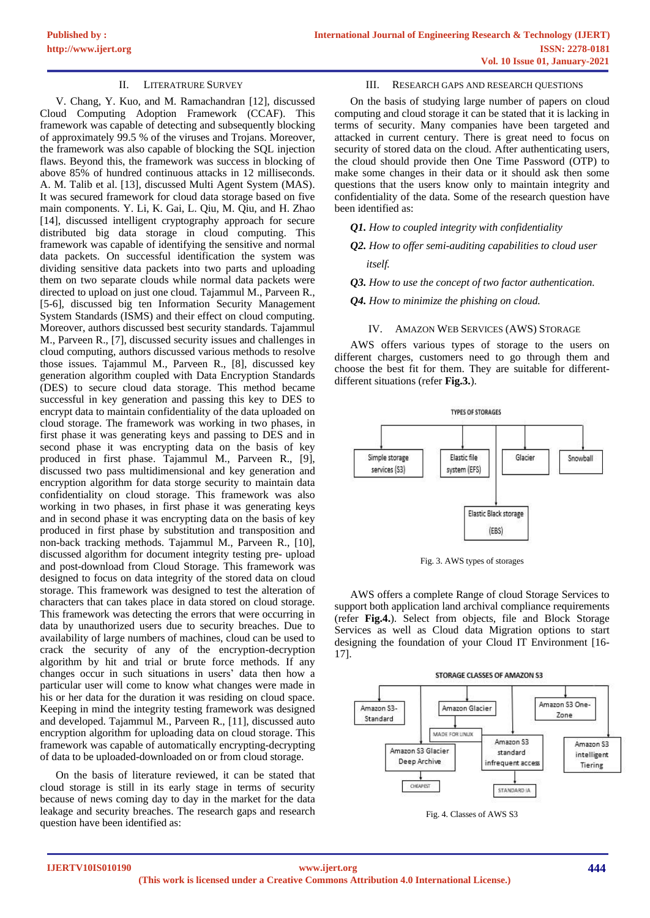## II. LITERATRURE SURVEY

V. Chang, Y. Kuo, and M. Ramachandran [12], discussed Cloud Computing Adoption Framework (CCAF). This framework was capable of detecting and subsequently blocking of approximately 99.5 % of the viruses and Trojans. Moreover, the framework was also capable of blocking the SQL injection flaws. Beyond this, the framework was success in blocking of above 85% of hundred continuous attacks in 12 milliseconds. A. M. Talib et al. [13], discussed Multi Agent System (MAS). It was secured framework for cloud data storage based on five main components. Y. Li, K. Gai, L. Qiu, M. Qiu, and H. Zhao [14], discussed intelligent cryptography approach for secure distributed big data storage in cloud computing. This framework was capable of identifying the sensitive and normal data packets. On successful identification the system was dividing sensitive data packets into two parts and uploading them on two separate clouds while normal data packets were directed to upload on just one cloud. Tajammul M., Parveen R., [5-6], discussed big ten Information Security Management System Standards (ISMS) and their effect on cloud computing. Moreover, authors discussed best security standards. Tajammul M., Parveen R., [7], discussed security issues and challenges in cloud computing, authors discussed various methods to resolve those issues. Tajammul M., Parveen R., [8], discussed key generation algorithm coupled with Data Encryption Standards (DES) to secure cloud data storage. This method became successful in key generation and passing this key to DES to encrypt data to maintain confidentiality of the data uploaded on cloud storage. The framework was working in two phases, in first phase it was generating keys and passing to DES and in second phase it was encrypting data on the basis of key produced in first phase. Tajammul M., Parveen R., [9], discussed two pass multidimensional and key generation and encryption algorithm for data storge security to maintain data confidentiality on cloud storage. This framework was also working in two phases, in first phase it was generating keys and in second phase it was encrypting data on the basis of key produced in first phase by substitution and transposition and non-back tracking methods. Tajammul M., Parveen R., [10], discussed algorithm for document integrity testing pre- upload and post-download from Cloud Storage. This framework was designed to focus on data integrity of the stored data on cloud storage. This framework was designed to test the alteration of characters that can takes place in data stored on cloud storage. This framework was detecting the errors that were occurring in data by unauthorized users due to security breaches. Due to availability of large numbers of machines, cloud can be used to crack the security of any of the encryption-decryption algorithm by hit and trial or brute force methods. If any changes occur in such situations in users' data then how a particular user will come to know what changes were made in his or her data for the duration it was residing on cloud space. Keeping in mind the integrity testing framework was designed and developed. Tajammul M., Parveen R., [11], discussed auto encryption algorithm for uploading data on cloud storage. This framework was capable of automatically encrypting-decrypting of data to be uploaded-downloaded on or from cloud storage.

On the basis of literature reviewed, it can be stated that cloud storage is still in its early stage in terms of security because of news coming day to day in the market for the data leakage and security breaches. The research gaps and research question have been identified as:

## III. RESEARCH GAPS AND RESEARCH QUESTIONS

On the basis of studying large number of papers on cloud computing and cloud storage it can be stated that it is lacking in terms of security. Many companies have been targeted and attacked in current century. There is great need to focus on security of stored data on the cloud. After authenticating users, the cloud should provide then One Time Password (OTP) to make some changes in their data or it should ask then some questions that the users know only to maintain integrity and confidentiality of the data. Some of the research question have been identified as:

***Q1.*** *How to coupled integrity with confidentiality*

***Q2.*** *How to offer semi-auditing capabilities to cloud user itself.*

***Q3.*** *How to use the concept of two factor authentication.*

***Q4.*** *How to minimize the phishing on cloud.*

## IV. AMAZON WEB SERVICES (AWS) STORAGE

AWS offers various types of storage to the users on different charges, customers need to go through them and choose the best fit for them. They are suitable for different-different situations (refer **Fig.3.**).

TYPES OF STORAGES

Simple storage services (S3)

Elastic file system (EFS)

Glacier

Snowball

Elastic Black storage (EBS)

Fig. 3. AWS types of storages

AWS offers a complete Range of cloud Storage Services to support both application land archival compliance requirements (refer **Fig.4.**). Select from objects, file and Block Storage Services as well as Cloud data Migration options to start designing the foundation of your Cloud IT Environment [16-17].

STORAGE CLASSES OF AMAZON S3

Amazon S3-Standard

Amazon Glacier

Amazon S3 One-Zone

MADE FOR LINUX

Amazon S3 Glacier Deep Archive

Amazon S3 standard infrequent access

Amazon S3 intelligent Tiering

CHEAPEST

STANDARD IA

Fig. 4. Classes of AWS S3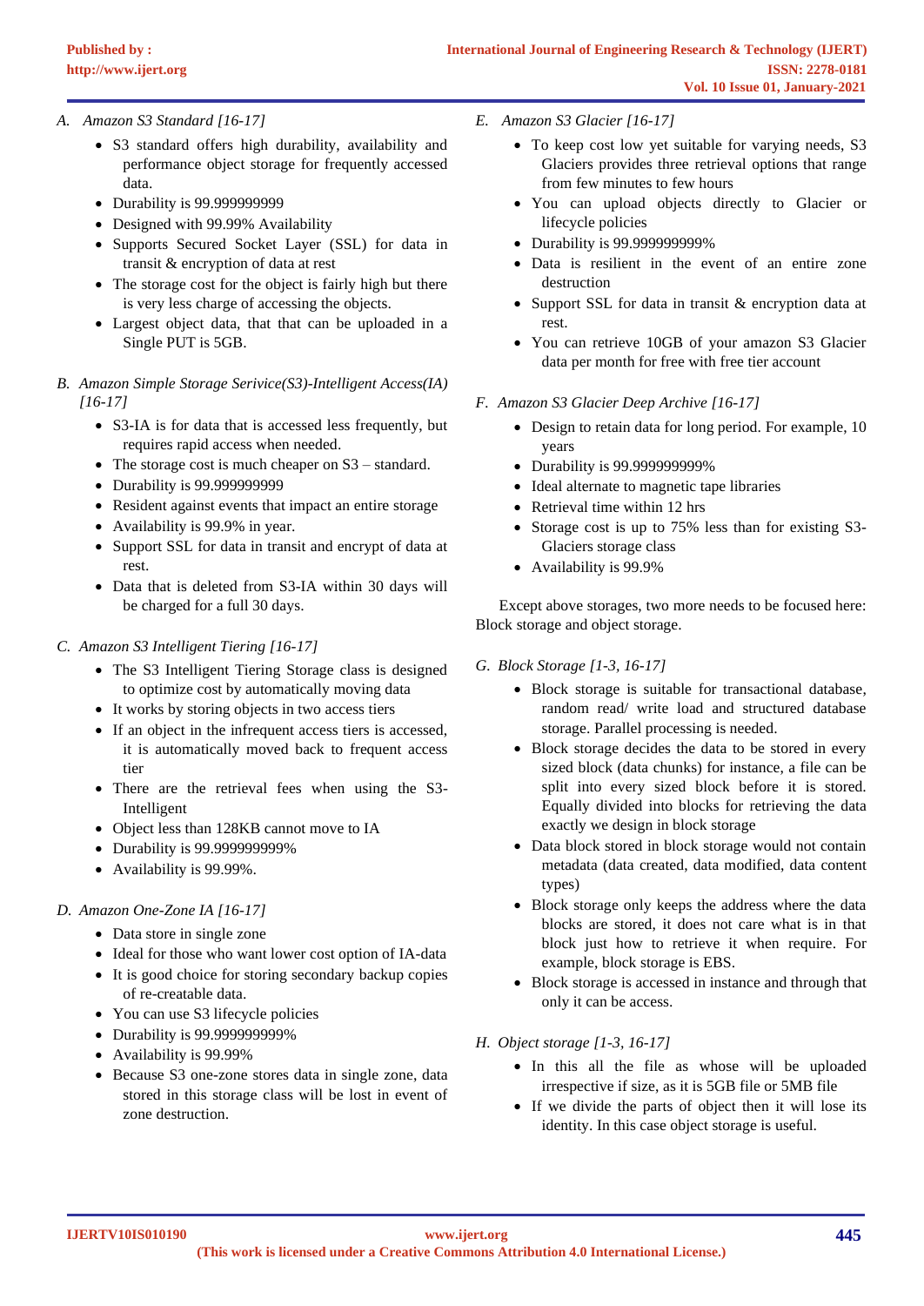### A. Amazon S3 Standard [16-17]

- S3 standard offers high durability, availability and performance object storage for frequently accessed data.
- Durability is 99.999999999
- Designed with 99.99% Availability
- Supports Secured Socket Layer (SSL) for data in transit & encryption of data at rest
- The storage cost for the object is fairly high but there is very less charge of accessing the objects.
- Largest object data, that that can be uploaded in a Single PUT is 5GB.

### B. Amazon Simple Storage Serivice(S3)-Intelligent Access(IA) [16-17]

- S3-IA is for data that is accessed less frequently, but requires rapid access when needed.
- The storage cost is much cheaper on S3 – standard.
- Durability is 99.999999999
- Resident against events that impact an entire storage
- Availability is 99.9% in year.
- Support SSL for data in transit and encrypt of data at rest.
- Data that is deleted from S3-IA within 30 days will be charged for a full 30 days.

### C. Amazon S3 Intelligent Tiering [16-17]

- The S3 Intelligent Tiering Storage class is designed to optimize cost by automatically moving data
- It works by storing objects in two access tiers
- If an object in the infrequent access tiers is accessed, it is automatically moved back to frequent access tier
- There are the retrieval fees when using the S3-Intelligent
- Object less than 128KB cannot move to IA
- Durability is 99.999999999%
- Availability is 99.99%.

### D. Amazon One-Zone IA [16-17]

- Data store in single zone
- Ideal for those who want lower cost option of IA-data
- It is good choice for storing secondary backup copies of re-creatable data.
- You can use S3 lifecycle policies
- Durability is 99.999999999%
- Availability is 99.99%
- Because S3 one-zone stores data in single zone, data stored in this storage class will be lost in event of zone destruction.

### E. Amazon S3 Glacier [16-17]

- To keep cost low yet suitable for varying needs, S3 Glaciers provides three retrieval options that range from few minutes to few hours
- You can upload objects directly to Glacier or lifecycle policies
- Durability is 99.999999999%
- Data is resilient in the event of an entire zone destruction
- Support SSL for data in transit & encryption data at rest.
- You can retrieve 10GB of your amazon S3 Glacier data per month for free with free tier account

### F. Amazon S3 Glacier Deep Archive [16-17]

- Design to retain data for long period. For example, 10 years
- Durability is 99.999999999%
- Ideal alternate to magnetic tape libraries
- Retrieval time within 12 hrs
- Storage cost is up to 75% less than for existing S3-Glaciers storage class
- Availability is 99.9%

Except above storages, two more needs to be focused here: Block storage and object storage.

### G. Block Storage [1-3, 16-17]

- Block storage is suitable for transactional database, random read/ write load and structured database storage. Parallel processing is needed.
- Block storage decides the data to be stored in every sized block (data chunks) for instance, a file can be split into every sized block before it is stored. Equally divided into blocks for retrieving the data exactly we design in block storage
- Data block stored in block storage would not contain metadata (data created, data modified, data content types)
- Block storage only keeps the address where the data blocks are stored, it does not care what is in that block just how to retrieve it when require. For example, block storage is EBS.
- Block storage is accessed in instance and through that only it can be access.

### H. Object storage [1-3, 16-17]

- In this all the file as whose will be uploaded irrespective if size, as it is 5GB file or 5MB file
- If we divide the parts of object then it will lose its identity. In this case object storage is useful.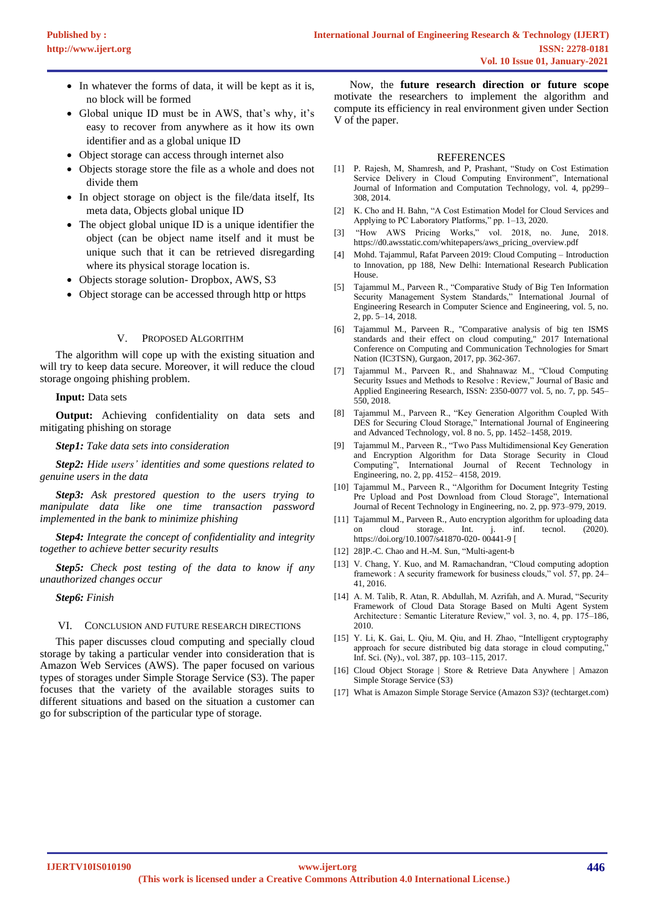- In whatever the forms of data, it will be kept as it is, no block will be formed
- Global unique ID must be in AWS, that's why, it's easy to recover from anywhere as it how its own identifier and as a global unique ID
- Object storage can access through internet also
- Objects storage store the file as a whole and does not divide them
- In object storage on object is the file/data itself, Its meta data, Objects global unique ID
- The object global unique ID is a unique identifier the object (can be object name itself and it must be unique such that it can be retrieved disregarding where its physical storage location is.
- Objects storage solution- Dropbox, AWS, S3
- Object storage can be accessed through http or https

## V. PROPOSED ALGORITHM

The algorithm will cope up with the existing situation and will try to keep data secure. Moreover, it will reduce the cloud storage ongoing phishing problem.

**Input:** Data sets

**Output:** Achieving confidentiality on data sets and mitigating phishing on storage

***Step1:*** *Take data sets into consideration*

***Step2:*** *Hide users' identities and some questions related to genuine users in the data*

***Step3:*** *Ask prestored question to the users trying to manipulate data like one time transaction password implemented in the bank to minimize phishing*

***Step4:*** *Integrate the concept of confidentiality and integrity together to achieve better security results*

***Step5:*** *Check post testing of the data to know if any unauthorized changes occur*

***Step6:*** *Finish*

## VI. CONCLUSION AND FUTURE RESEARCH DIRECTIONS

This paper discusses cloud computing and specially cloud storage by taking a particular vender into consideration that is Amazon Web Services (AWS). The paper focused on various types of storages under Simple Storage Service (S3). The paper focuses that the variety of the available storages suits to different situations and based on the situation a customer can go for subscription of the particular type of storage.

Now, the **future research direction or future scope** motivate the researchers to implement the algorithm and compute its efficiency in real environment given under Section V of the paper.

## REFERENCES

[1] P. Rajesh, M, Shamresh, and P, Prashant, "Study on Cost Estimation Service Delivery in Cloud Computing Environment", International Journal of Information and Computation Technology, vol. 4, pp299–308, 2014.

[2] K. Cho and H. Bahn, "A Cost Estimation Model for Cloud Services and Applying to PC Laboratory Platforms," pp. 1–13, 2020.

[3] "How AWS Pricing Works," vol. 2018, no. June, 2018. https://d0.awsstatic.com/whitepapers/aws_pricing_overview.pdf

[4] Mohd. Tajammul, Rafat Parveen 2019: Cloud Computing – Introduction to Innovation, pp 188, New Delhi: International Research Publication House.

[5] Tajammul M., Parveen R., "Comparative Study of Big Ten Information Security Management System Standards," International Journal of Engineering Research in Computer Science and Engineering, vol. 5, no. 2, pp. 5–14, 2018.

[6] Tajammul M., Parveen R., "Comparative analysis of big ten ISMS standards and their effect on cloud computing," 2017 International Conference on Computing and Communication Technologies for Smart Nation (IC3TSN), Gurgaon, 2017, pp. 362-367.

[7] Tajammul M., Parveen R., and Shahnawaz M., "Cloud Computing Security Issues and Methods to Resolve : Review," Journal of Basic and Applied Engineering Research, ISSN: 2350-0077 vol. 5, no. 7, pp. 545–550, 2018.

[8] Tajammul M., Parveen R., "Key Generation Algorithm Coupled With DES for Securing Cloud Storage," International Journal of Engineering and Advanced Technology, vol. 8 no. 5, pp. 1452–1458, 2019.

[9] Tajammul M., Parveen R., "Two Pass Multidimensional Key Generation and Encryption Algorithm for Data Storage Security in Cloud Computing", International Journal of Recent Technology in Engineering, no. 2, pp. 4152– 4158, 2019.

[10] Tajammul M., Parveen R., "Algorithm for Document Integrity Testing Pre Upload and Post Download from Cloud Storage", International Journal of Recent Technology in Engineering, no. 2, pp. 973–979, 2019.

[11] Tajammul M., Parveen R., Auto encryption algorithm for uploading data on cloud storage. Int. j. inf. tecnol. (2020). https://doi.org/10.1007/s41870-020- 00441-9 [

[12] 28]P.-C. Chao and H.-M. Sun, "Multi-agent-b

[13] V. Chang, Y. Kuo, and M. Ramachandran, "Cloud computing adoption framework : A security framework for business clouds," vol. 57, pp. 24–41, 2016.

[14] A. M. Talib, R. Atan, R. Abdullah, M. Azrifah, and A. Murad, "Security Framework of Cloud Data Storage Based on Multi Agent System Architecture : Semantic Literature Review," vol. 3, no. 4, pp. 175–186, 2010.

[15] Y. Li, K. Gai, L. Qiu, M. Qiu, and H. Zhao, "Intelligent cryptography approach for secure distributed big data storage in cloud computing," Inf. Sci. (Ny)., vol. 387, pp. 103–115, 2017.

[16] Cloud Object Storage | Store & Retrieve Data Anywhere | Amazon Simple Storage Service (S3)

[17] What is Amazon Simple Storage Service (Amazon S3)? (techtarget.com)